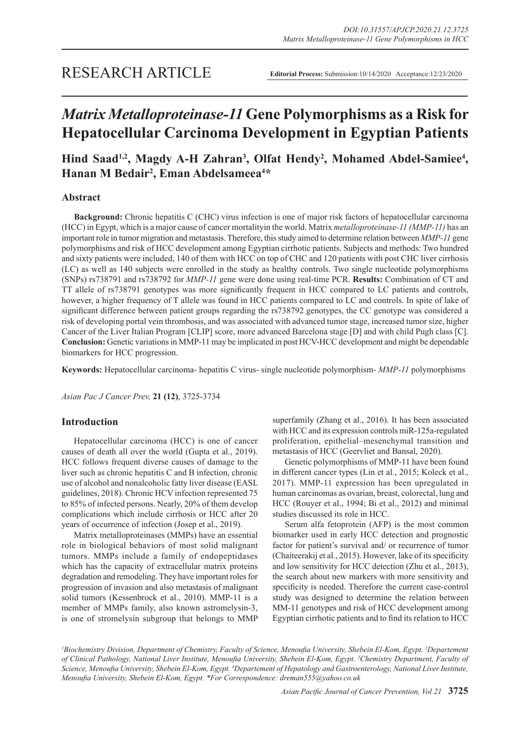RESEARCH ARTICLE

**Editorial Process:** Submission:10/14/2020 Acceptance:12/23/2020

# *Matrix Metalloproteinase-11* Gene Polymorphisms as a Risk for Hepatocellular Carcinoma Development in Egyptian Patients

**Hind Saad[1,2], Magdy A-H Zahran[3], Olfat Hendy[2], Mohamed Abdel-Samiee[4], Hanan M Bedair[2], Eman Abdelsameea[4]***

## Abstract

**Background:** Chronic hepatitis C (CHC) virus infection is one of major risk factors of hepatocellular carcinoma (HCC) in Egypt, which is a major cause of cancer mortalityin the world. Matrix *metalloproteinase-11 (MMP-11)* has an important role in tumor migration and metastasis. Therefore, this study aimed to determine relation between *MMP-11* gene polymorphisms and risk of HCC development among Egyptian cirrhotic patients. Subjects and methods: Two hundred and sixty patients were included, 140 of them with HCC on top of CHC and 120 patients with post CHC liver cirrhosis (LC) as well as 140 subjects were enrolled in the study as healthy controls. Two single nucleotide polymorphisms (SNPs) rs738791 and rs738792 for *MMP-11* gene were done using real-time PCR. **Results:** Combination of CT and TT allele of rs738791 genotypes was more significantly frequent in HCC compared to LC patients and controls, however, a higher frequency of T allele was found in HCC patients compared to LC and controls. In spite of lake of significant difference between patient groups regarding the rs738792 genotypes, the CC genotype was considered a risk of developing portal vein thrombosis, and was associated with advanced tumor stage, increased tumor size, higher Cancer of the Liver Italian Program [CLIP] score, more advanced Barcelona stage [D] and with child Pugh class [C]. **Conclusion:** Genetic variations in MMP-11 may be implicated in post HCV-HCC development and might be dependable biomarkers for HCC progression.

**Keywords:** Hepatocellular carcinoma- hepatitis C virus- single nucleotide polymorphism- *MMP-11* polymorphisms

*Asian Pac J Cancer Prev,* **21 (12)**, 3725-3734

## Introduction

Hepatocellular carcinoma (HCC) is one of cancer causes of death all over the world (Gupta et al., 2019). HCC follows frequent diverse causes of damage to the liver such as chronic hepatitis C and B infection, chronic use of alcohol and nonalcoholic fatty liver disease (EASL guidelines, 2018). Chronic HCV infection represented 75 to 85% of infected persons. Nearly, 20% of them develop complications which include cirrhosis or HCC after 20 years of occurrence of infection (Josep et al., 2019).

Matrix metalloproteinases (MMPs) have an essential role in biological behaviors of most solid malignant tumors. MMPs include a family of endopeptidases which has the capacity of extracellular matrix proteins degradation and remodeling. They have important roles for progression of invasion and also metastasis of malignant solid tumors (Kessenbrock et al., 2010). MMP-11 is a member of MMPs family, also known astromelysin-3, is one of stromelysin subgroup that belongs to MMP superfamily (Zhang et al., 2016). It has been associated with HCC and its expression controls miR-125a-regulated proliferation, epithelial–mesenchymal transition and metastasis of HCC (Geervliet and Bansal, 2020).

Genetic polymorphisms of MMP-11 have been found in different cancer types (Lin et al., 2015; Koleck et al., 2017). MMP-11 expression has been upregulated in human carcinomas as ovarian, breast, colorectal, lung and HCC (Rouyer et al., 1994; Bi et al., 2012) and minimal studies discussed its role in HCC.

Serum alfa fetoprotein (AFP) is the most common biomarker used in early HCC detection and prognostic factor for patient's survival and/ or recurrence of tumor (Chaiteerakij et al., 2015). However, lake of its specificity and low sensitivity for HCC detection (Zhu et al., 2013), the search about new markers with more sensitivity and specificity is needed. Therefore the current case-control study was designed to determine the relation between MM-11 genotypes and risk of HCC development among Egyptian cirrhotic patients and to find its relation to HCC

*[1]Biochemistry Division, Department of Chemistry, Faculty of Science, Menoufia University, Shebein El-Kom, Egypt. [2]Departement of Clinical Pathology, National Liver Institute, Menoufia University, Shebein El-Kom, Egypt. [3]Chemistry Department, Faculty of Science, Menoufia University, Shebein El-Kom, Egypt. [4]Departement of Hepatology and Gastroenterology, National Liver Institute, Menoufia University, Shebein El-Kom, Egypt. *For Correspondence: dreman555@yahoo.co.uk*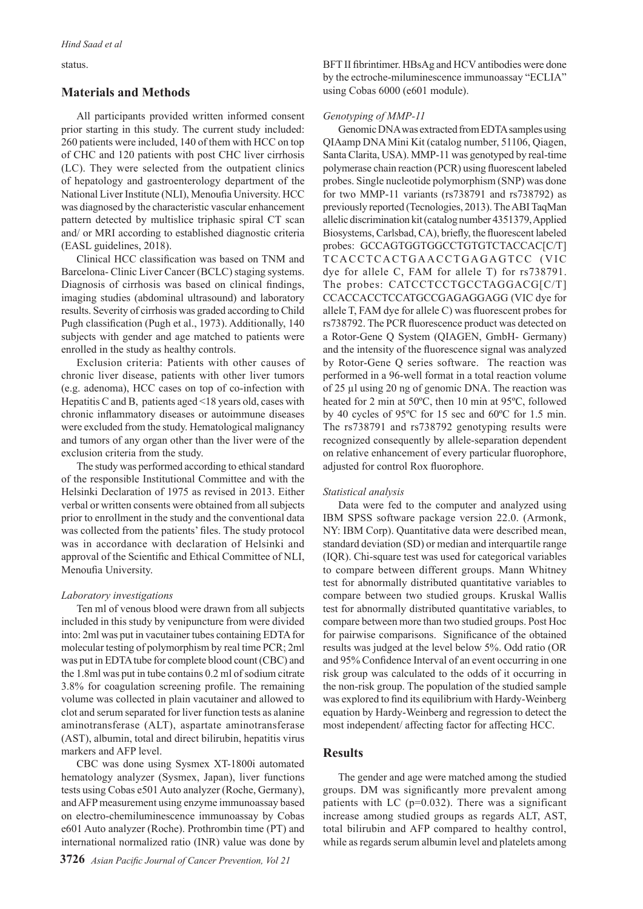status.

## Materials and Methods

All participants provided written informed consent prior starting in this study. The current study included: 260 patients were included, 140 of them with HCC on top of CHC and 120 patients with post CHC liver cirrhosis (LC). They were selected from the outpatient clinics of hepatology and gastroenterology department of the National Liver Institute (NLI), Menoufia University. HCC was diagnosed by the characteristic vascular enhancement pattern detected by multislice triphasic spiral CT scan and/ or MRI according to established diagnostic criteria (EASL guidelines, 2018).

Clinical HCC classification was based on TNM and Barcelona- Clinic Liver Cancer (BCLC) staging systems. Diagnosis of cirrhosis was based on clinical findings, imaging studies (abdominal ultrasound) and laboratory results. Severity of cirrhosis was graded according to Child Pugh classification (Pugh et al., 1973). Additionally, 140 subjects with gender and age matched to patients were enrolled in the study as healthy controls.

Exclusion criteria: Patients with other causes of chronic liver disease, patients with other liver tumors (e.g. adenoma), HCC cases on top of co-infection with Hepatitis C and B, patients aged <18 years old, cases with chronic inflammatory diseases or autoimmune diseases were excluded from the study. Hematological malignancy and tumors of any organ other than the liver were of the exclusion criteria from the study.

The study was performed according to ethical standard of the responsible Institutional Committee and with the Helsinki Declaration of 1975 as revised in 2013. Either verbal or written consents were obtained from all subjects prior to enrollment in the study and the conventional data was collected from the patients' files. The study protocol was in accordance with declaration of Helsinki and approval of the Scientific and Ethical Committee of NLI, Menoufia University.

### *Laboratory investigations*

Ten ml of venous blood were drawn from all subjects included in this study by venipuncture from were divided into: 2ml was put in vacutainer tubes containing EDTA for molecular testing of polymorphism by real time PCR; 2ml was put in EDTA tube for complete blood count (CBC) and the 1.8ml was put in tube contains 0.2 ml of sodium citrate 3.8% for coagulation screening profile. The remaining volume was collected in plain vacutainer and allowed to clot and serum separated for liver function tests as alanine aminotransferase (ALT), aspartate aminotransferase (AST), albumin, total and direct bilirubin, hepatitis virus markers and AFP level.

CBC was done using Sysmex XT-1800i automated hematology analyzer (Sysmex, Japan), liver functions tests using Cobas e501 Auto analyzer (Roche, Germany), and AFP measurement using enzyme immunoassay based on electro-chemiluminescence immunoassay by Cobas e601 Auto analyzer (Roche). Prothrombin time (PT) and international normalized ratio (INR) value was done by BFT II fibrintimer. HBsAg and HCV antibodies were done by the ectroche-miluminescence immunoassay "ECLIA" using Cobas 6000 (e601 module).

### *Genotyping of MMP-11*

Genomic DNA was extracted from EDTA samples using QIAamp DNA Mini Kit (catalog number, 51106, Qiagen, Santa Clarita, USA). MMP-11 was genotyped by real-time polymerase chain reaction (PCR) using fluorescent labeled probes. Single nucleotide polymorphism (SNP) was done for two MMP-11 variants (rs738791 and rs738792) as previously reported (Tecnologies, 2013). The ABI TaqMan allelic discrimination kit (catalog number 4351379, Applied Biosystems, Carlsbad, CA), briefly, the fluorescent labeled probes: GCCAGTGGTGGCCTGTGTCTACCAC[C/T]TCACCTCACTGAACCTGAGAGTCC (VIC dye for allele C, FAM for allele T) for rs738791. The probes: CATCCTCCTGCCTAGGACG[C/T]CCACCACCTCCATGCCGAGAGGAGG (VIC dye for allele T, FAM dye for allele C) was fluorescent probes for rs738792. The PCR fluorescence product was detected on a Rotor-Gene Q System (QIAGEN, GmbH- Germany) and the intensity of the fluorescence signal was analyzed by Rotor-Gene Q series software. The reaction was performed in a 96-well format in a total reaction volume of 25 µl using 20 ng of genomic DNA. The reaction was heated for 2 min at 50ºC, then 10 min at 95ºC, followed by 40 cycles of 95ºC for 15 sec and 60ºC for 1.5 min. The rs738791 and rs738792 genotyping results were recognized consequently by allele-separation dependent on relative enhancement of every particular fluorophore, adjusted for control Rox fluorophore.

### *Statistical analysis*

Data were fed to the computer and analyzed using IBM SPSS software package version 22.0. (Armonk, NY: IBM Corp). Quantitative data were described mean, standard deviation (SD) or median and interquartile range (IQR). Chi-square test was used for categorical variables to compare between different groups. Mann Whitney test for abnormally distributed quantitative variables to compare between two studied groups. Kruskal Wallis test for abnormally distributed quantitative variables, to compare between more than two studied groups. Post Hoc for pairwise comparisons. Significance of the obtained results was judged at the level below 5%. Odd ratio (OR and 95% Confidence Interval of an event occurring in one risk group was calculated to the odds of it occurring in the non-risk group. The population of the studied sample was explored to find its equilibrium with Hardy-Weinberg equation by Hardy-Weinberg and regression to detect the most independent/ affecting factor for affecting HCC.

## Results

The gender and age were matched among the studied groups. DM was significantly more prevalent among patients with LC (p=0.032). There was a significant increase among studied groups as regards ALT, AST, total bilirubin and AFP compared to healthy control, while as regards serum albumin level and platelets among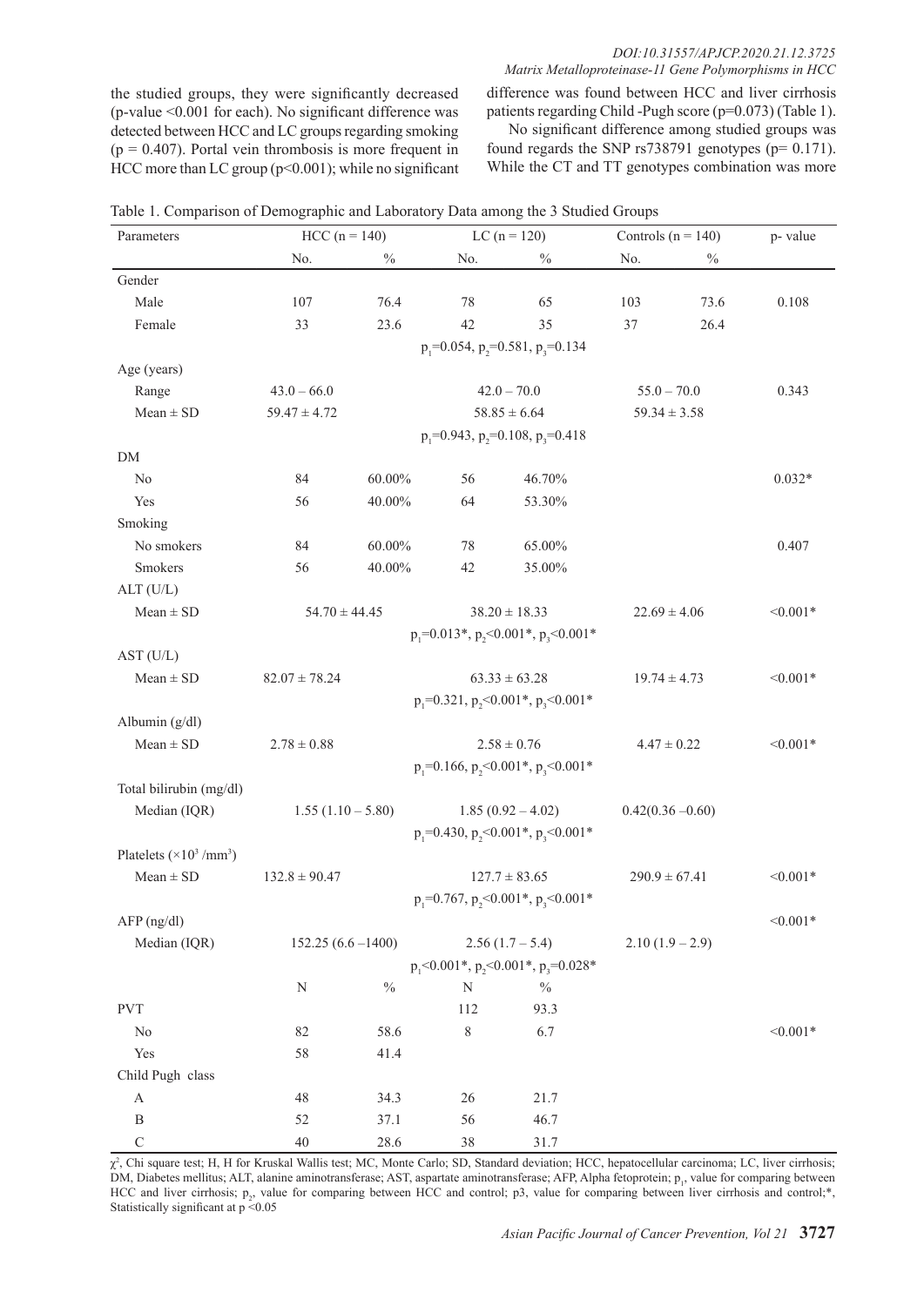the studied groups, they were significantly decreased (p-value <0.001 for each). No significant difference was detected between HCC and LC groups regarding smoking (p = 0.407). Portal vein thrombosis is more frequent in HCC more than LC group (p<0.001); while no significant difference was found between HCC and liver cirrhosis patients regarding Child -Pugh score (p=0.073) (Table 1).

No significant difference among studied groups was found regards the SNP rs738791 genotypes (p= 0.171). While the CT and TT genotypes combination was more

Table 1. Comparison of Demographic and Laboratory Data among the 3 Studied Groups

| Parameters | HCC (n = 140) | | LC (n = 120) | | Controls (n = 140) | | p- value |
|---|---|---|---|---|---|---|---|
| | No. | % | No. | % | No. | % | |
| Gender | | | | | | | |
| Male | 107 | 76.4 | 78 | 65 | 103 | 73.6 | 0.108 |
| Female | 33 | 23.6 | 42 | 35 | 37 | 26.4 | |
| | $p_1$=0.054, $p_2$=0.581, $p_3$=0.134 | | | | | | |
| Age (years) | | | | | | | |
| Range | 43.0 – 66.0 | | 42.0 – 70.0 | | 55.0 – 70.0 | | 0.343 |
| Mean ± SD | 59.47 ± 4.72 | | 58.85 ± 6.64 | | 59.34 ± 3.58 | | |
| | $p_1$=0.943, $p_2$=0.108, $p_3$=0.418 | | | | | | |
| DM | | | | | | | |
| No | 84 | 60.00% | 56 | 46.70% | | | 0.032* |
| Yes | 56 | 40.00% | 64 | 53.30% | | | |
| Smoking | | | | | | | |
| No smokers | 84 | 60.00% | 78 | 65.00% | | | 0.407 |
| Smokers | 56 | 40.00% | 42 | 35.00% | | | |
| ALT (U/L) | | | | | | | |
| Mean ± SD | 54.70 ± 44.45 | | 38.20 ± 18.33 | | 22.69 ± 4.06 | | <0.001* |
| | $p_1$=0.013*, $p_2$<0.001*, $p_3$<0.001* | | | | | | |
| AST (U/L) | | | | | | | |
| Mean ± SD | 82.07 ± 78.24 | | 63.33 ± 63.28 | | 19.74 ± 4.73 | | <0.001* |
| | $p_1$=0.321, $p_2$<0.001*, $p_3$<0.001* | | | | | | |
| Albumin (g/dl) | | | | | | | |
| Mean ± SD | 2.78 ± 0.88 | | 2.58 ± 0.76 | | 4.47 ± 0.22 | | <0.001* |
| | $p_1$=0.166, $p_2$<0.001*, $p_3$<0.001* | | | | | | |
| Total bilirubin (mg/dl) | | | | | | | |
| Median (IQR) | 1.55 (1.10 – 5.80) | | 1.85 (0.92 – 4.02) | | 0.42(0.36 –0.60) | | |
| | $p_1$=0.430, $p_2$<0.001*, $p_3$<0.001* | | | | | | |
| Platelets ($\times10^3$ /mm$^3$) | | | | | | | |
| Mean ± SD | 132.8 ± 90.47 | | 127.7 ± 83.65 | | 290.9 ± 67.41 | | <0.001* |
| | $p_1$=0.767, $p_2$<0.001*, $p_3$<0.001* | | | | | | |
| AFP (ng/dl) | | | | | | | <0.001* |
| Median (IQR) | 152.25 (6.6 –1400) | | 2.56 (1.7 – 5.4) | | 2.10 (1.9 – 2.9) | | |
| | $p_1$<0.001*, $p_2$<0.001*, $p_3$=0.028* | | | | | | |
| | N | % | N | % | | | |
| PVT | | | 112 | 93.3 | | | |
| No | 82 | 58.6 | 8 | 6.7 | | | <0.001* |
| Yes | 58 | 41.4 | | | | | |
| Child Pugh class | | | | | | | |
| A | 48 | 34.3 | 26 | 21.7 | | | |
| B | 52 | 37.1 | 56 | 46.7 | | | |
| C | 40 | 28.6 | 38 | 31.7 | | | |

$\chi^2$, Chi square test; H, H for Kruskal Wallis test; MC, Monte Carlo; SD, Standard deviation; HCC, hepatocellular carcinoma; LC, liver cirrhosis; DM, Diabetes mellitus; ALT, alanine aminotransferase; AST, aspartate aminotransferase; AFP, Alpha fetoprotein; $p_1$, value for comparing between HCC and liver cirrhosis; $p_2$, value for comparing between HCC and control; p3, value for comparing between liver cirrhosis and control;*, Statistically significant at p <0.05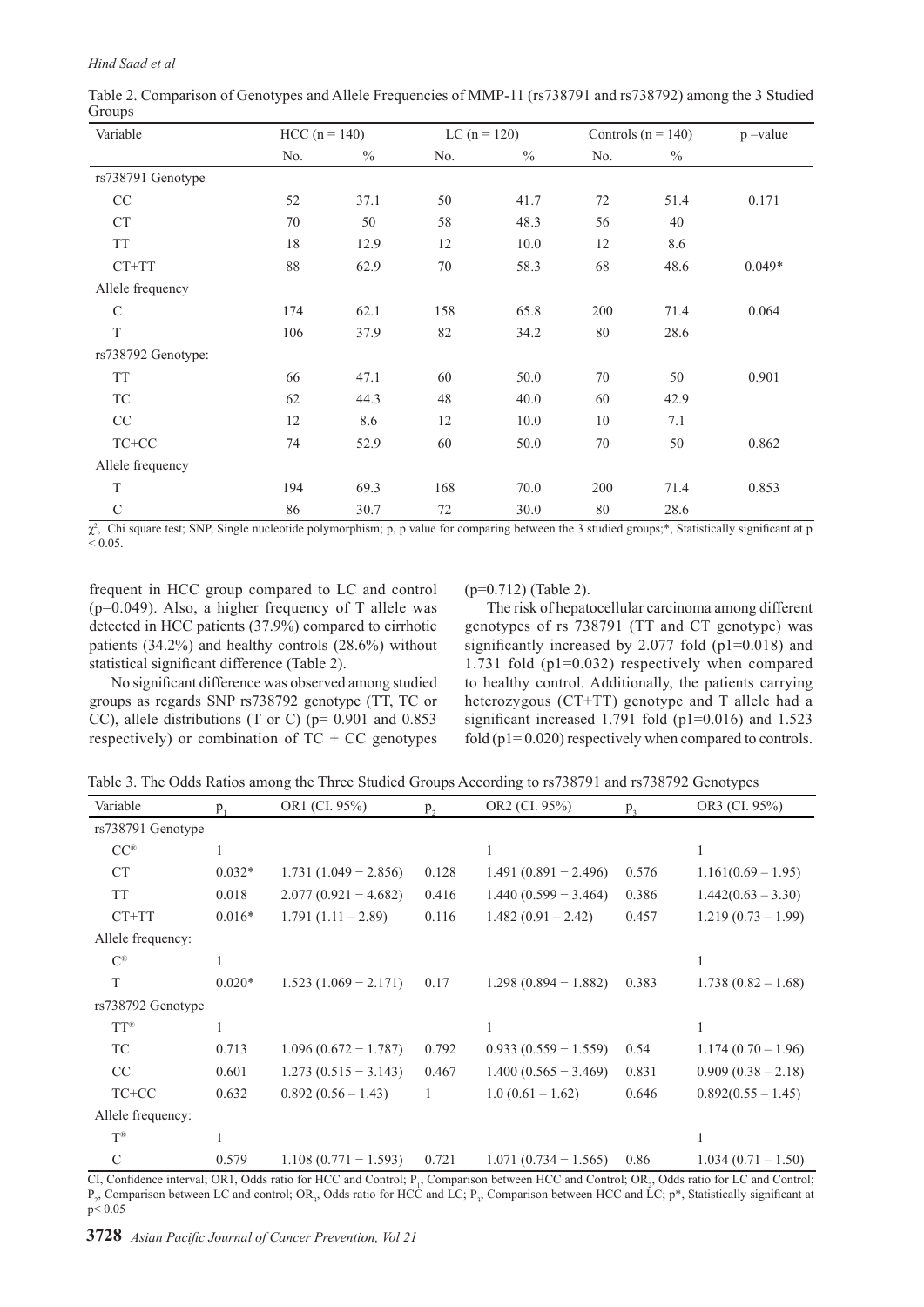Table 2. Comparison of Genotypes and Allele Frequencies of MMP-11 (rs738791 and rs738792) among the 3 Studied Groups

| Variable | HCC (n = 140) | | LC (n = 120) | | Controls (n = 140) | | p –value |
|---|---|---|---|---|---|---|---|
| | No. | % | No. | % | No. | % | |
| rs738791 Genotype | | | | | | | |
| CC | 52 | 37.1 | 50 | 41.7 | 72 | 51.4 | 0.171 |
| CT | 70 | 50 | 58 | 48.3 | 56 | 40 | |
| TT | 18 | 12.9 | 12 | 10.0 | 12 | 8.6 | |
| CT+TT | 88 | 62.9 | 70 | 58.3 | 68 | 48.6 | 0.049* |
| Allele frequency | | | | | | | |
| C | 174 | 62.1 | 158 | 65.8 | 200 | 71.4 | 0.064 |
| T | 106 | 37.9 | 82 | 34.2 | 80 | 28.6 | |
| rs738792 Genotype: | | | | | | | |
| TT | 66 | 47.1 | 60 | 50.0 | 70 | 50 | 0.901 |
| TC | 62 | 44.3 | 48 | 40.0 | 60 | 42.9 | |
| CC | 12 | 8.6 | 12 | 10.0 | 10 | 7.1 | |
| TC+CC | 74 | 52.9 | 60 | 50.0 | 70 | 50 | 0.862 |
| Allele frequency | | | | | | | |
| T | 194 | 69.3 | 168 | 70.0 | 200 | 71.4 | 0.853 |
| C | 86 | 30.7 | 72 | 30.0 | 80 | 28.6 | |

$\chi^2$, Chi square test; SNP, Single nucleotide polymorphism; p, p value for comparing between the 3 studied groups;*, Statistically significant at $p < 0.05$.

frequent in HCC group compared to LC and control (p=0.049). Also, a higher frequency of T allele was detected in HCC patients (37.9%) compared to cirrhotic patients (34.2%) and healthy controls (28.6%) without statistical significant difference (Table 2).

No significant difference was observed among studied groups as regards SNP rs738792 genotype (TT, TC or CC), allele distributions (T or C) (p= 0.901 and 0.853 respectively) or combination of TC + CC genotypes (p=0.712) (Table 2).

The risk of hepatocellular carcinoma among different genotypes of rs 738791 (TT and CT genotype) was significantly increased by 2.077 fold (p1=0.018) and 1.731 fold (p1=0.032) respectively when compared to healthy control. Additionally, the patients carrying heterozygous (CT+TT) genotype and T allele had a significant increased 1.791 fold (p1=0.016) and 1.523 fold (p1= 0.020) respectively when compared to controls.

Table 3. The Odds Ratios among the Three Studied Groups According to rs738791 and rs738792 Genotypes

| Variable | $p_1$ | OR1 (CI. 95%) | $p_2$ | OR2 (CI. 95%) | $p_3$ | OR3 (CI. 95%) |
|---|---|---|---|---|---|---|
| rs738791 Genotype | | | | | | |
| CC® | 1 | | 1 | | | 1 |
| CT | 0.032* | 1.731 (1.049 − 2.856) | 0.128 | 1.491 (0.891 − 2.496) | 0.576 | 1.161(0.69 – 1.95) |
| TT | 0.018 | 2.077 (0.921 − 4.682) | 0.416 | 1.440 (0.599 − 3.464) | 0.386 | 1.442(0.63 – 3.30) |
| CT+TT | 0.016* | 1.791 (1.11 – 2.89) | 0.116 | 1.482 (0.91 – 2.42) | 0.457 | 1.219 (0.73 – 1.99) |
| Allele frequency: | | | | | | |
| C® | 1 | | | | | 1 |
| T | 0.020* | 1.523 (1.069 − 2.171) | 0.17 | 1.298 (0.894 − 1.882) | 0.383 | 1.738 (0.82 – 1.68) |
| rs738792 Genotype | | | | | | |
| TT® | 1 | | 1 | | | 1 |
| TC | 0.713 | 1.096 (0.672 − 1.787) | 0.792 | 0.933 (0.559 − 1.559) | 0.54 | 1.174 (0.70 – 1.96) |
| CC | 0.601 | 1.273 (0.515 − 3.143) | 0.467 | 1.400 (0.565 − 3.469) | 0.831 | 0.909 (0.38 – 2.18) |
| TC+CC | 0.632 | 0.892 (0.56 – 1.43) | 1 | 1.0 (0.61 – 1.62) | 0.646 | 0.892(0.55 – 1.45) |
| Allele frequency: | | | | | | |
| T® | 1 | | | | | 1 |
| C | 0.579 | 1.108 (0.771 − 1.593) | 0.721 | 1.071 (0.734 − 1.565) | 0.86 | 1.034 (0.71 – 1.50) |

CI, Confidence interval; OR1, Odds ratio for HCC and Control; $P_1$, Comparison between HCC and Control; $OR_2$, Odds ratio for LC and Control; $P_2$, Comparison between LC and control; $OR_3$, Odds ratio for HCC and LC; $P_3$, Comparison between HCC and LC; p*, Statistically significant at $p < 0.05$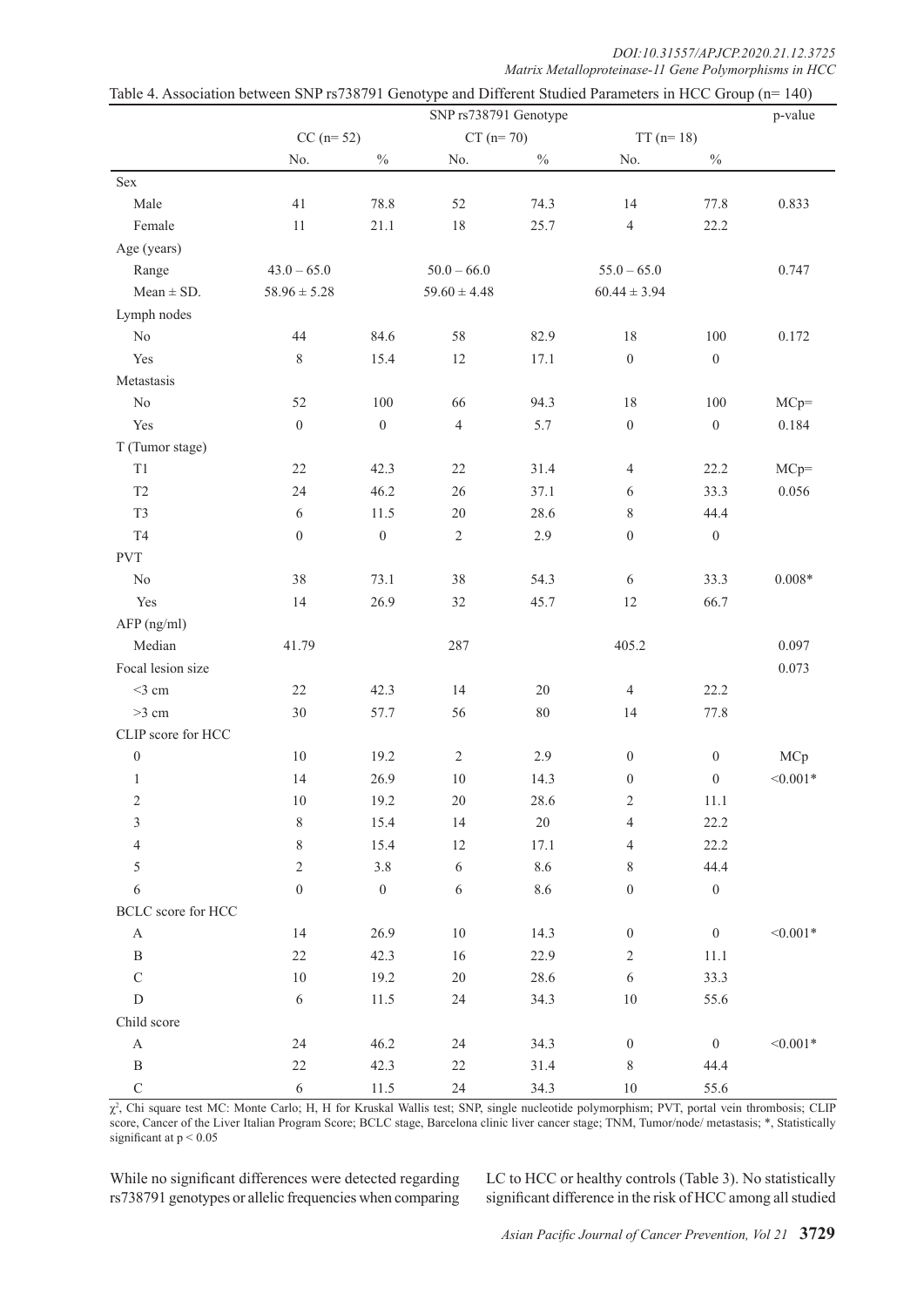Table 4. Association between SNP rs738791 Genotype and Different Studied Parameters in HCC Group (n= 140)

| | SNP rs738791 Genotype | | | | | | p-value |
|---|---|---|---|---|---|---|---|
| | CC (n= 52) | | CT (n= 70) | | TT (n= 18) | | |
| | No. | % | No. | % | No. | % | |
| Sex | | | | | | | |
| Male | 41 | 78.8 | 52 | 74.3 | 14 | 77.8 | 0.833 |
| Female | 11 | 21.1 | 18 | 25.7 | 4 | 22.2 | |
| Age (years) | | | | | | | |
| Range | 43.0 – 65.0 | | 50.0 – 66.0 | | 55.0 – 65.0 | | 0.747 |
| Mean ± SD. | 58.96 ± 5.28 | | 59.60 ± 4.48 | | 60.44 ± 3.94 | | |
| Lymph nodes | | | | | | | |
| No | 44 | 84.6 | 58 | 82.9 | 18 | 100 | 0.172 |
| Yes | 8 | 15.4 | 12 | 17.1 | 0 | 0 | |
| Metastasis | | | | | | | |
| No | 52 | 100 | 66 | 94.3 | 18 | 100 | MCp= |
| Yes | 0 | 0 | 4 | 5.7 | 0 | 0 | 0.184 |
| T (Tumor stage) | | | | | | | |
| T1 | 22 | 42.3 | 22 | 31.4 | 4 | 22.2 | MCp= |
| T2 | 24 | 46.2 | 26 | 37.1 | 6 | 33.3 | 0.056 |
| T3 | 6 | 11.5 | 20 | 28.6 | 8 | 44.4 | |
| T4 | 0 | 0 | 2 | 2.9 | 0 | 0 | |
| PVT | | | | | | | |
| No | 38 | 73.1 | 38 | 54.3 | 6 | 33.3 | 0.008* |
| Yes | 14 | 26.9 | 32 | 45.7 | 12 | 66.7 | |
| AFP (ng/ml) | | | | | | | |
| Median | 41.79 | | 287 | | 405.2 | | 0.097 |
| Focal lesion size | | | | | | | 0.073 |
| <3 cm | 22 | 42.3 | 14 | 20 | 4 | 22.2 | |
| >3 cm | 30 | 57.7 | 56 | 80 | 14 | 77.8 | |
| CLIP score for HCC | | | | | | | |
| 0 | 10 | 19.2 | 2 | 2.9 | 0 | 0 | MCp |
| 1 | 14 | 26.9 | 10 | 14.3 | 0 | 0 | <0.001* |
| 2 | 10 | 19.2 | 20 | 28.6 | 2 | 11.1 | |
| 3 | 8 | 15.4 | 14 | 20 | 4 | 22.2 | |
| 4 | 8 | 15.4 | 12 | 17.1 | 4 | 22.2 | |
| 5 | 2 | 3.8 | 6 | 8.6 | 8 | 44.4 | |
| 6 | 0 | 0 | 6 | 8.6 | 0 | 0 | |
| BCLC score for HCC | | | | | | | |
| A | 14 | 26.9 | 10 | 14.3 | 0 | 0 | <0.001* |
| B | 22 | 42.3 | 16 | 22.9 | 2 | 11.1 | |
| C | 10 | 19.2 | 20 | 28.6 | 6 | 33.3 | |
| D | 6 | 11.5 | 24 | 34.3 | 10 | 55.6 | |
| Child score | | | | | | | |
| A | 24 | 46.2 | 24 | 34.3 | 0 | 0 | <0.001* |
| B | 22 | 42.3 | 22 | 31.4 | 8 | 44.4 | |
| C | 6 | 11.5 | 24 | 34.3 | 10 | 55.6 | |

$\chi^2$, Chi square test MC: Monte Carlo; H, H for Kruskal Wallis test; SNP, single nucleotide polymorphism; PVT, portal vein thrombosis; CLIP score, Cancer of the Liver Italian Program Score; BCLC stage, Barcelona clinic liver cancer stage; TNM, Tumor/node/ metastasis; *, Statistically significant at $p < 0.05$

While no significant differences were detected regarding rs738791 genotypes or allelic frequencies when comparing LC to HCC or healthy controls (Table 3). No statistically significant difference in the risk of HCC among all studied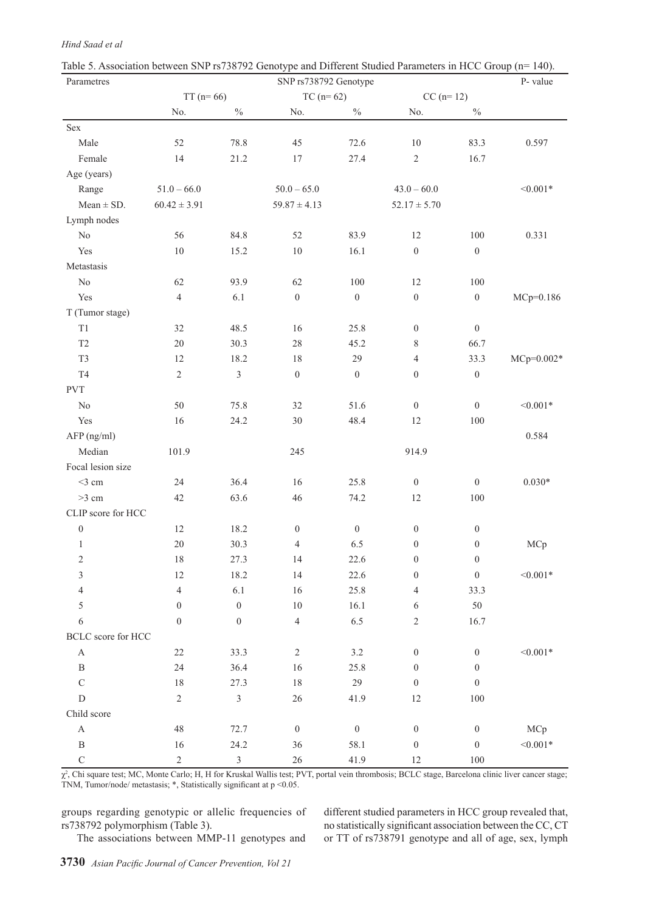Table 5. Association between SNP rs738792 Genotype and Different Studied Parameters in HCC Group (n= 140).

| Parametres | SNP rs738792 Genotype | | | | | | P- value |
|---|---|---|---|---|---|---|---|
| | TT (n= 66) | | TC (n= 62) | | CC (n= 12) | | |
| | No. | % | No. | % | No. | % | |
| Sex | | | | | | | |
| Male | 52 | 78.8 | 45 | 72.6 | 10 | 83.3 | 0.597 |
| Female | 14 | 21.2 | 17 | 27.4 | 2 | 16.7 | |
| Age (years) | | | | | | | |
| Range | 51.0 – 66.0 | | 50.0 – 65.0 | | 43.0 – 60.0 | | <0.001* |
| Mean ± SD. | 60.42 ± 3.91 | | 59.87 ± 4.13 | | 52.17 ± 5.70 | | |
| Lymph nodes | | | | | | | |
| No | 56 | 84.8 | 52 | 83.9 | 12 | 100 | 0.331 |
| Yes | 10 | 15.2 | 10 | 16.1 | 0 | 0 | |
| Metastasis | | | | | | | |
| No | 62 | 93.9 | 62 | 100 | 12 | 100 | |
| Yes | 4 | 6.1 | 0 | 0 | 0 | 0 | MCp=0.186 |
| T (Tumor stage) | | | | | | | |
| T1 | 32 | 48.5 | 16 | 25.8 | 0 | 0 | |
| T2 | 20 | 30.3 | 28 | 45.2 | 8 | 66.7 | |
| T3 | 12 | 18.2 | 18 | 29 | 4 | 33.3 | MCp=0.002* |
| T4 | 2 | 3 | 0 | 0 | 0 | 0 | |
| PVT | | | | | | | |
| No | 50 | 75.8 | 32 | 51.6 | 0 | 0 | <0.001* |
| Yes | 16 | 24.2 | 30 | 48.4 | 12 | 100 | |
| AFP (ng/ml) | | | | | | | 0.584 |
| Median | 101.9 | | 245 | | 914.9 | | |
| Focal lesion size | | | | | | | |
| <3 cm | 24 | 36.4 | 16 | 25.8 | 0 | 0 | 0.030* |
| >3 cm | 42 | 63.6 | 46 | 74.2 | 12 | 100 | |
| CLIP score for HCC | | | | | | | |
| 0 | 12 | 18.2 | 0 | 0 | 0 | 0 | |
| 1 | 20 | 30.3 | 4 | 6.5 | 0 | 0 | MCp |
| 2 | 18 | 27.3 | 14 | 22.6 | 0 | 0 | |
| 3 | 12 | 18.2 | 14 | 22.6 | 0 | 0 | <0.001* |
| 4 | 4 | 6.1 | 16 | 25.8 | 4 | 33.3 | |
| 5 | 0 | 0 | 10 | 16.1 | 6 | 50 | |
| 6 | 0 | 0 | 4 | 6.5 | 2 | 16.7 | |
| BCLC score for HCC | | | | | | | |
| A | 22 | 33.3 | 2 | 3.2 | 0 | 0 | <0.001* |
| B | 24 | 36.4 | 16 | 25.8 | 0 | 0 | |
| C | 18 | 27.3 | 18 | 29 | 0 | 0 | |
| D | 2 | 3 | 26 | 41.9 | 12 | 100 | |
| Child score | | | | | | | |
| A | 48 | 72.7 | 0 | 0 | 0 | 0 | MCp |
| B | 16 | 24.2 | 36 | 58.1 | 0 | 0 | <0.001* |
| C | 2 | 3 | 26 | 41.9 | 12 | 100 | |

$\chi^2$, Chi square test; MC, Monte Carlo; H, H for Kruskal Wallis test; PVT, portal vein thrombosis; BCLC stage, Barcelona clinic liver cancer stage; TNM, Tumor/node/ metastasis; *, Statistically significant at p <0.05.

groups regarding genotypic or allelic frequencies of rs738792 polymorphism (Table 3).

The associations between MMP-11 genotypes and different studied parameters in HCC group revealed that, no statistically significant association between the CC, CT or TT of rs738791 genotype and all of age, sex, lymph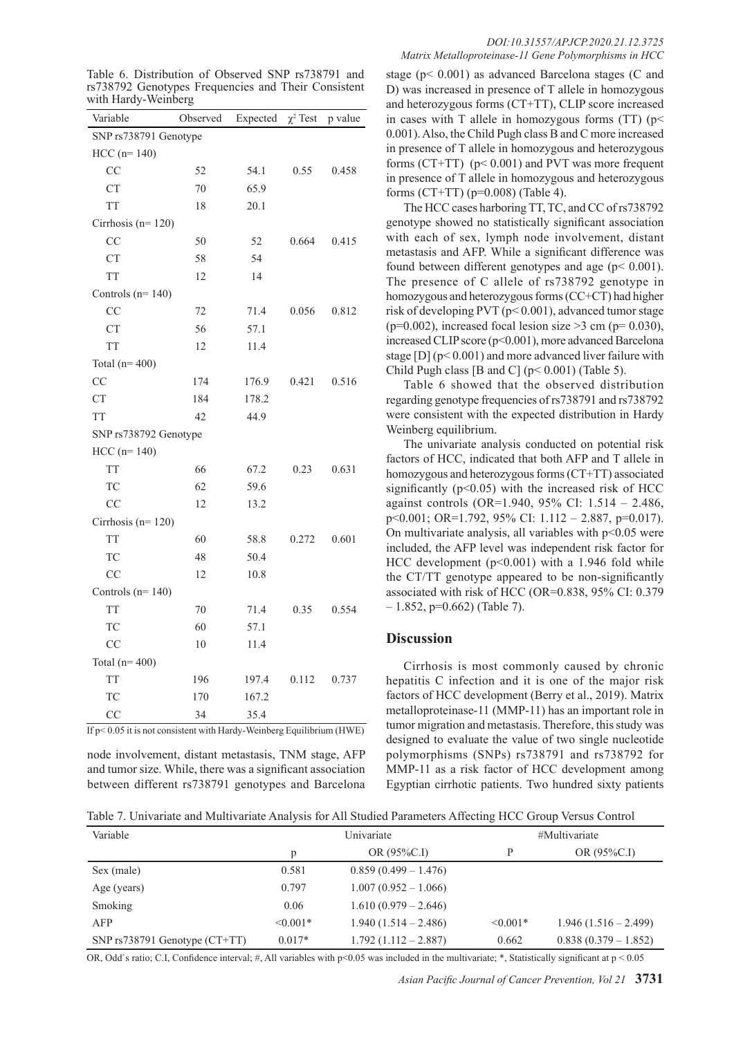Table 6. Distribution of Observed SNP rs738791 and rs738792 Genotypes Frequencies and Their Consistent with Hardy-Weinberg

| Variable | Observed | Expected | $\chi^2$ Test | p value |
|---|---|---|---|---|
| SNP rs738791 Genotype | | | | |
| HCC (n= 140) | | | | |
| CC | 52 | 54.1 | 0.55 | 0.458 |
| CT | 70 | 65.9 | | |
| TT | 18 | 20.1 | | |
| Cirrhosis (n= 120) | | | | |
| CC | 50 | 52 | 0.664 | 0.415 |
| CT | 58 | 54 | | |
| TT | 12 | 14 | | |
| Controls (n= 140) | | | | |
| CC | 72 | 71.4 | 0.056 | 0.812 |
| CT | 56 | 57.1 | | |
| TT | 12 | 11.4 | | |
| Total (n= 400) | | | | |
| CC | 174 | 176.9 | 0.421 | 0.516 |
| CT | 184 | 178.2 | | |
| TT | 42 | 44.9 | | |
| SNP rs738792 Genotype | | | | |
| HCC (n= 140) | | | | |
| TT | 66 | 67.2 | 0.23 | 0.631 |
| TC | 62 | 59.6 | | |
| CC | 12 | 13.2 | | |
| Cirrhosis (n= 120) | | | | |
| TT | 60 | 58.8 | 0.272 | 0.601 |
| TC | 48 | 50.4 | | |
| CC | 12 | 10.8 | | |
| Controls (n= 140) | | | | |
| TT | 70 | 71.4 | 0.35 | 0.554 |
| TC | 60 | 57.1 | | |
| CC | 10 | 11.4 | | |
| Total (n= 400) | | | | |
| TT | 196 | 197.4 | 0.112 | 0.737 |
| TC | 170 | 167.2 | | |
| CC | 34 | 35.4 | | |

If p< 0.05 it is not consistent with Hardy-Weinberg Equilibrium (HWE)

node involvement, distant metastasis, TNM stage, AFP and tumor size. While, there was a significant association between different rs738791 genotypes and Barcelona stage (p< 0.001) as advanced Barcelona stages (C and D) was increased in presence of T allele in homozygous and heterozygous forms (CT+TT), CLIP score increased in cases with T allele in homozygous forms (TT) (p< 0.001). Also, the Child Pugh class B and C more increased in presence of T allele in homozygous and heterozygous forms (CT+TT) (p< 0.001) and PVT was more frequent in presence of T allele in homozygous and heterozygous forms (CT+TT) (p=0.008) (Table 4).

The HCC cases harboring TT, TC, and CC of rs738792 genotype showed no statistically significant association with each of sex, lymph node involvement, distant metastasis and AFP. While a significant difference was found between different genotypes and age (p< 0.001). The presence of C allele of rs738792 genotype in homozygous and heterozygous forms (CC+CT) had higher risk of developing PVT (p< 0.001), advanced tumor stage (p=0.002), increased focal lesion size >3 cm (p= 0.030), increased CLIP score (p<0.001), more advanced Barcelona stage [D] (p< 0.001) and more advanced liver failure with Child Pugh class [B and C] (p< 0.001) (Table 5).

Table 6 showed that the observed distribution regarding genotype frequencies of rs738791 and rs738792 were consistent with the expected distribution in Hardy Weinberg equilibrium.

The univariate analysis conducted on potential risk factors of HCC, indicated that both AFP and T allele in homozygous and heterozygous forms (CT+TT) associated significantly (p<0.05) with the increased risk of HCC against controls (OR=1.940, 95% CI: 1.514 – 2.486, p<0.001; OR=1.792, 95% CI: 1.112 – 2.887, p=0.017). On multivariate analysis, all variables with p<0.05 were included, the AFP level was independent risk factor for HCC development (p<0.001) with a 1.946 fold while the CT/TT genotype appeared to be non-significantly associated with risk of HCC (OR=0.838, 95% CI: 0.379 – 1.852, p=0.662) (Table 7).

## Discussion

Cirrhosis is most commonly caused by chronic hepatitis C infection and it is one of the major risk factors of HCC development (Berry et al., 2019). Matrix metalloproteinase-11 (MMP-11) has an important role in tumor migration and metastasis. Therefore, this study was designed to evaluate the value of two single nucleotide polymorphisms (SNPs) rs738791 and rs738792 for MMP-11 as a risk factor of HCC development among Egyptian cirrhotic patients. Two hundred sixty patients

Table 7. Univariate and Multivariate Analysis for All Studied Parameters Affecting HCC Group Versus Control

| Variable | Univariate | | #Multivariate | |
|---|---|---|---|---|
| | p | OR (95%C.I) | P | OR (95%C.I) |
| Sex (male) | 0.581 | 0.859 (0.499 – 1.476) | | |
| Age (years) | 0.797 | 1.007 (0.952 – 1.066) | | |
| Smoking | 0.06 | 1.610 (0.979 – 2.646) | | |
| AFP | <0.001* | 1.940 (1.514 – 2.486) | <0.001* | 1.946 (1.516 – 2.499) |
| SNP rs738791 Genotype (CT+TT) | 0.017* | 1.792 (1.112 – 2.887) | 0.662 | 0.838 (0.379 – 1.852) |

OR, Odd`s ratio; C.I, Confidence interval; #, All variables with p<0.05 was included in the multivariate; *, Statistically significant at p < 0.05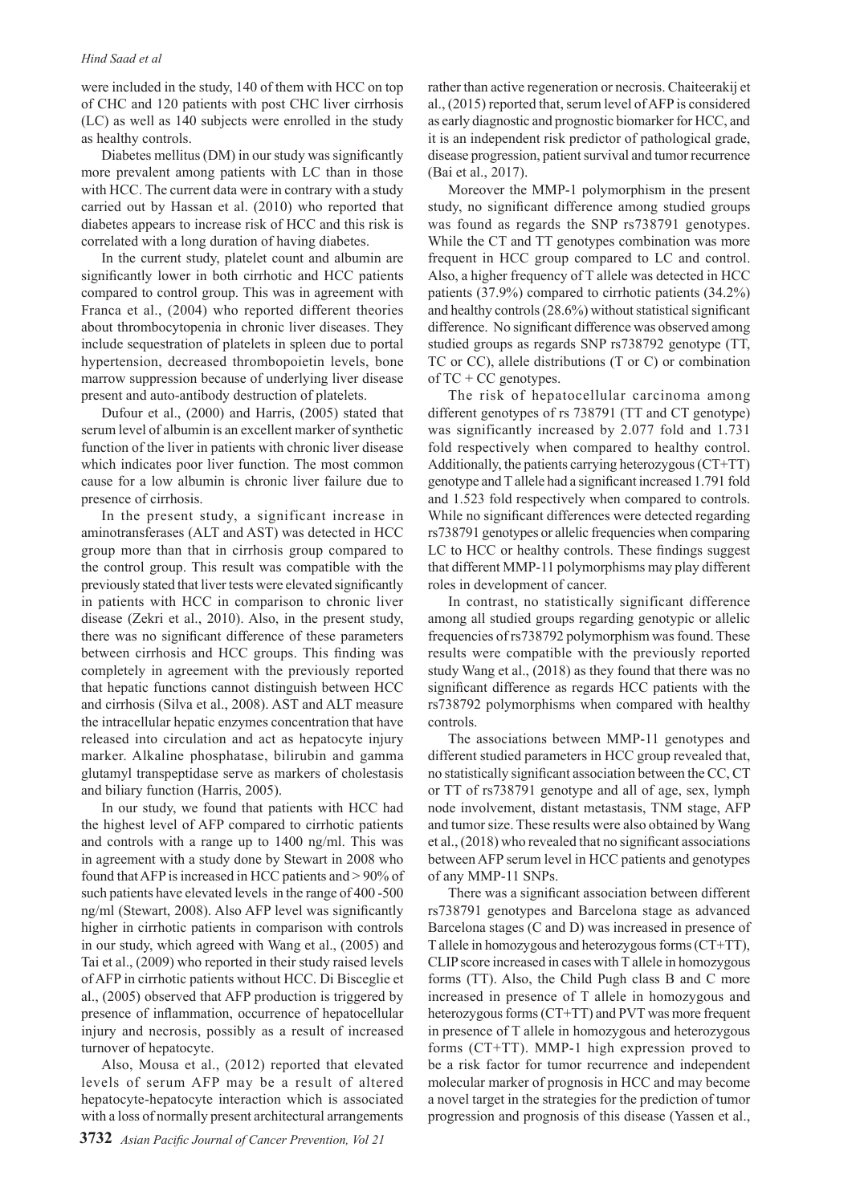were included in the study, 140 of them with HCC on top of CHC and 120 patients with post CHC liver cirrhosis (LC) as well as 140 subjects were enrolled in the study as healthy controls.

Diabetes mellitus (DM) in our study was significantly more prevalent among patients with LC than in those with HCC. The current data were in contrary with a study carried out by Hassan et al. (2010) who reported that diabetes appears to increase risk of HCC and this risk is correlated with a long duration of having diabetes.

In the current study, platelet count and albumin are significantly lower in both cirrhotic and HCC patients compared to control group. This was in agreement with Franca et al., (2004) who reported different theories about thrombocytopenia in chronic liver diseases. They include sequestration of platelets in spleen due to portal hypertension, decreased thrombopoietin levels, bone marrow suppression because of underlying liver disease present and auto-antibody destruction of platelets.

Dufour et al., (2000) and Harris, (2005) stated that serum level of albumin is an excellent marker of synthetic function of the liver in patients with chronic liver disease which indicates poor liver function. The most common cause for a low albumin is chronic liver failure due to presence of cirrhosis.

In the present study, a significant increase in aminotransferases (ALT and AST) was detected in HCC group more than that in cirrhosis group compared to the control group. This result was compatible with the previously stated that liver tests were elevated significantly in patients with HCC in comparison to chronic liver disease (Zekri et al., 2010). Also, in the present study, there was no significant difference of these parameters between cirrhosis and HCC groups. This finding was completely in agreement with the previously reported that hepatic functions cannot distinguish between HCC and cirrhosis (Silva et al., 2008). AST and ALT measure the intracellular hepatic enzymes concentration that have released into circulation and act as hepatocyte injury marker. Alkaline phosphatase, bilirubin and gamma glutamyl transpeptidase serve as markers of cholestasis and biliary function (Harris, 2005).

In our study, we found that patients with HCC had the highest level of AFP compared to cirrhotic patients and controls with a range up to 1400 ng/ml. This was in agreement with a study done by Stewart in 2008 who found that AFP is increased in HCC patients and > 90% of such patients have elevated levels in the range of 400 -500 ng/ml (Stewart, 2008). Also AFP level was significantly higher in cirrhotic patients in comparison with controls in our study, which agreed with Wang et al., (2005) and Tai et al., (2009) who reported in their study raised levels of AFP in cirrhotic patients without HCC. Di Bisceglie et al., (2005) observed that AFP production is triggered by presence of inflammation, occurrence of hepatocellular injury and necrosis, possibly as a result of increased turnover of hepatocyte.

Also, Mousa et al., (2012) reported that elevated levels of serum AFP may be a result of altered hepatocyte-hepatocyte interaction which is associated with a loss of normally present architectural arrangements rather than active regeneration or necrosis. Chaiteerakij et al., (2015) reported that, serum level of AFP is considered as early diagnostic and prognostic biomarker for HCC, and it is an independent risk predictor of pathological grade, disease progression, patient survival and tumor recurrence (Bai et al., 2017).

Moreover the MMP-1 polymorphism in the present study, no significant difference among studied groups was found as regards the SNP rs738791 genotypes. While the CT and TT genotypes combination was more frequent in HCC group compared to LC and control. Also, a higher frequency of T allele was detected in HCC patients (37.9%) compared to cirrhotic patients (34.2%) and healthy controls (28.6%) without statistical significant difference. No significant difference was observed among studied groups as regards SNP rs738792 genotype (TT, TC or CC), allele distributions (T or C) or combination of TC + CC genotypes.

The risk of hepatocellular carcinoma among different genotypes of rs 738791 (TT and CT genotype) was significantly increased by 2.077 fold and 1.731 fold respectively when compared to healthy control. Additionally, the patients carrying heterozygous (CT+TT) genotype and T allele had a significant increased 1.791 fold and 1.523 fold respectively when compared to controls. While no significant differences were detected regarding rs738791 genotypes or allelic frequencies when comparing LC to HCC or healthy controls. These findings suggest that different MMP-11 polymorphisms may play different roles in development of cancer.

In contrast, no statistically significant difference among all studied groups regarding genotypic or allelic frequencies of rs738792 polymorphism was found. These results were compatible with the previously reported study Wang et al., (2018) as they found that there was no significant difference as regards HCC patients with the rs738792 polymorphisms when compared with healthy controls.

The associations between MMP-11 genotypes and different studied parameters in HCC group revealed that, no statistically significant association between the CC, CT or TT of rs738791 genotype and all of age, sex, lymph node involvement, distant metastasis, TNM stage, AFP and tumor size. These results were also obtained by Wang et al., (2018) who revealed that no significant associations between AFP serum level in HCC patients and genotypes of any MMP-11 SNPs.

There was a significant association between different rs738791 genotypes and Barcelona stage as advanced Barcelona stages (C and D) was increased in presence of T allele in homozygous and heterozygous forms (CT+TT), CLIP score increased in cases with T allele in homozygous forms (TT). Also, the Child Pugh class B and C more increased in presence of T allele in homozygous and heterozygous forms (CT+TT) and PVT was more frequent in presence of T allele in homozygous and heterozygous forms (CT+TT). MMP-1 high expression proved to be a risk factor for tumor recurrence and independent molecular marker of prognosis in HCC and may become a novel target in the strategies for the prediction of tumor progression and prognosis of this disease (Yassen et al.,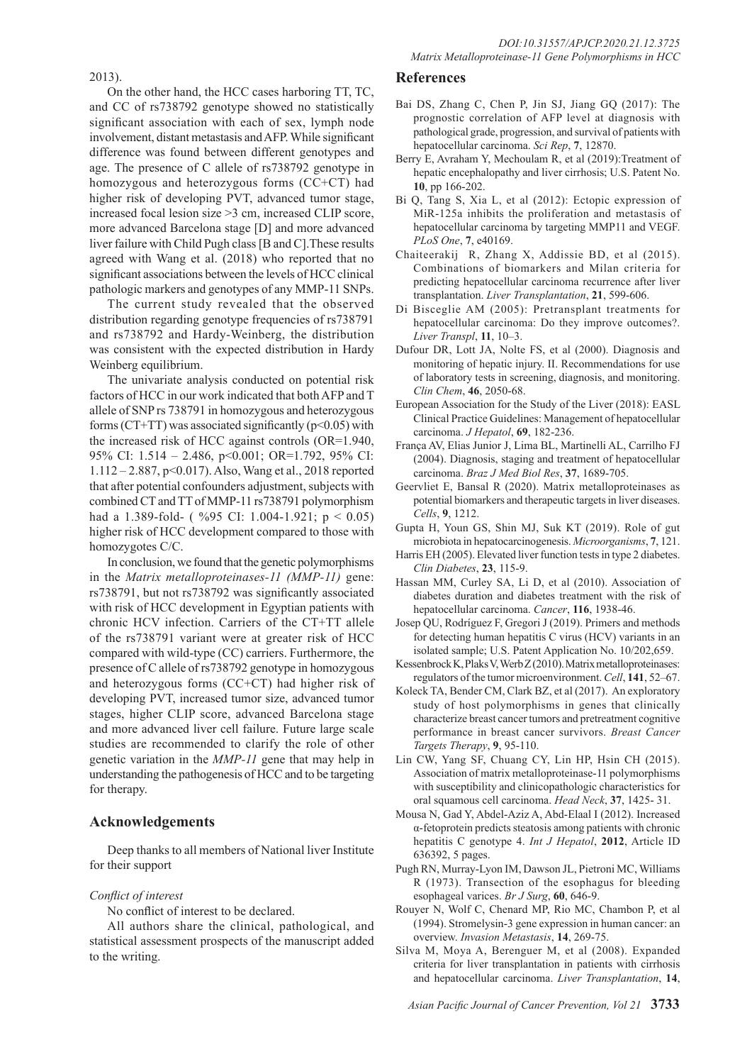2013).

On the other hand, the HCC cases harboring TT, TC, and CC of rs738792 genotype showed no statistically significant association with each of sex, lymph node involvement, distant metastasis and AFP. While significant difference was found between different genotypes and age. The presence of C allele of rs738792 genotype in homozygous and heterozygous forms (CC+CT) had higher risk of developing PVT, advanced tumor stage, increased focal lesion size >3 cm, increased CLIP score, more advanced Barcelona stage [D] and more advanced liver failure with Child Pugh class [B and C].These results agreed with Wang et al. (2018) who reported that no significant associations between the levels of HCC clinical pathologic markers and genotypes of any MMP-11 SNPs.

The current study revealed that the observed distribution regarding genotype frequencies of rs738791 and rs738792 and Hardy-Weinberg, the distribution was consistent with the expected distribution in Hardy Weinberg equilibrium.

The univariate analysis conducted on potential risk factors of HCC in our work indicated that both AFP and T allele of SNP rs 738791 in homozygous and heterozygous forms (CT+TT) was associated significantly ($p<0.05$) with the increased risk of HCC against controls (OR=1.940, 95% CI: 1.514 – 2.486, $p<0.001$; OR=1.792, 95% CI: 1.112 – 2.887, $p<0.017$). Also, Wang et al., 2018 reported that after potential confounders adjustment, subjects with combined CT and TT of MMP-11 rs738791 polymorphism had a 1.389-fold- ( %95 CI: 1.004-1.921; $p < 0.05$) higher risk of HCC development compared to those with homozygotes C/C.

In conclusion, we found that the genetic polymorphisms in the *Matrix metalloproteinases-11 (MMP-11)* gene: rs738791, but not rs738792 was significantly associated with risk of HCC development in Egyptian patients with chronic HCV infection. Carriers of the CT+TT allele of the rs738791 variant were at greater risk of HCC compared with wild-type (CC) carriers. Furthermore, the presence of C allele of rs738792 genotype in homozygous and heterozygous forms (CC+CT) had higher risk of developing PVT, increased tumor size, advanced tumor stages, higher CLIP score, advanced Barcelona stage and more advanced liver cell failure. Future large scale studies are recommended to clarify the role of other genetic variation in the *MMP-11* gene that may help in understanding the pathogenesis of HCC and to be targeting for therapy.

## Acknowledgements

Deep thanks to all members of National liver Institute for their support

*Conflict of interest*

No conflict of interest to be declared.

All authors share the clinical, pathological, and statistical assessment prospects of the manuscript added to the writing.

## References

Bai DS, Zhang C, Chen P, Jin SJ, Jiang GQ (2017): The prognostic correlation of AFP level at diagnosis with pathological grade, progression, and survival of patients with hepatocellular carcinoma. *Sci Rep*, **7**, 12870.

Berry E, Avraham Y, Mechoulam R, et al (2019):Treatment of hepatic encephalopathy and liver cirrhosis; U.S. Patent No. **10**, pp 166-202.

Bi Q, Tang S, Xia L, et al (2012): Ectopic expression of MiR-125a inhibits the proliferation and metastasis of hepatocellular carcinoma by targeting MMP11 and VEGF. *PLoS One*, **7**, e40169.

Chaiteerakij R, Zhang X, Addissie BD, et al (2015). Combinations of biomarkers and Milan criteria for predicting hepatocellular carcinoma recurrence after liver transplantation. *Liver Transplantation*, **21**, 599-606.

Di Bisceglie AM (2005): Pretransplant treatments for hepatocellular carcinoma: Do they improve outcomes?. *Liver Transpl*, **11**, 10–3.

Dufour DR, Lott JA, Nolte FS, et al (2000). Diagnosis and monitoring of hepatic injury. II. Recommendations for use of laboratory tests in screening, diagnosis, and monitoring. *Clin Chem*, **46**, 2050-68.

European Association for the Study of the Liver (2018): EASL Clinical Practice Guidelines: Management of hepatocellular carcinoma. *J Hepatol*, **69**, 182-236.

França AV, Elias Junior J, Lima BL, Martinelli AL, Carrilho FJ (2004). Diagnosis, staging and treatment of hepatocellular carcinoma. *Braz J Med Biol Res*, **37**, 1689-705.

Geervliet E, Bansal R (2020). Matrix metalloproteinases as potential biomarkers and therapeutic targets in liver diseases. *Cells*, **9**, 1212.

Gupta H, Youn GS, Shin MJ, Suk KT (2019). Role of gut microbiota in hepatocarcinogenesis. *Microorganisms*, **7**, 121.

Harris EH (2005). Elevated liver function tests in type 2 diabetes. *Clin Diabetes*, **23**, 115-9.

Hassan MM, Curley SA, Li D, et al (2010). Association of diabetes duration and diabetes treatment with the risk of hepatocellular carcinoma. *Cancer*, **116**, 1938-46.

Josep QU, Rodríguez F, Gregori J (2019). Primers and methods for detecting human hepatitis C virus (HCV) variants in an isolated sample; U.S. Patent Application No. 10/202,659.

Kessenbrock K, Plaks V, Werb Z (2010). Matrix metalloproteinases: regulators of the tumor microenvironment. *Cell*, **141**, 52–67.

Koleck TA, Bender CM, Clark BZ, et al (2017). An exploratory study of host polymorphisms in genes that clinically characterize breast cancer tumors and pretreatment cognitive performance in breast cancer survivors. *Breast Cancer Targets Therapy*, **9**, 95-110.

Lin CW, Yang SF, Chuang CY, Lin HP, Hsin CH (2015). Association of matrix metalloproteinase-11 polymorphisms with susceptibility and clinicopathologic characteristics for oral squamous cell carcinoma. *Head Neck*, **37**, 1425- 31.

Mousa N, Gad Y, Abdel-Aziz A, Abd-Elaal I (2012). Increased α-fetoprotein predicts steatosis among patients with chronic hepatitis C genotype 4. *Int J Hepatol*, **2012**, Article ID 636392, 5 pages.

Pugh RN, Murray-Lyon IM, Dawson JL, Pietroni MC, Williams R (1973). Transection of the esophagus for bleeding esophageal varices. *Br J Surg*, **60**, 646-9.

Rouyer N, Wolf C, Chenard MP, Rio MC, Chambon P, et al (1994). Stromelysin-3 gene expression in human cancer: an overview. *Invasion Metastasis*, **14**, 269-75.

Silva M, Moya A, Berenguer M, et al (2008). Expanded criteria for liver transplantation in patients with cirrhosis and hepatocellular carcinoma. *Liver Transplantation*, **14**,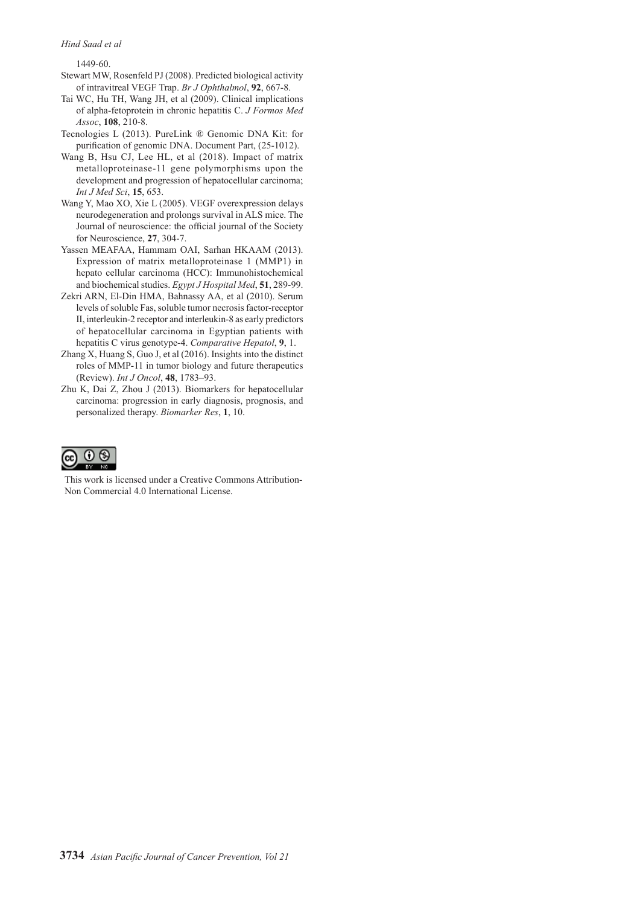1449-60.

Stewart MW, Rosenfeld PJ (2008). Predicted biological activity of intravitreal VEGF Trap. *Br J Ophthalmol*, **92**, 667-8.

Tai WC, Hu TH, Wang JH, et al (2009). Clinical implications of alpha-fetoprotein in chronic hepatitis C. *J Formos Med Assoc*, **108**, 210-8.

Tecnologies L (2013). PureLink ® Genomic DNA Kit: for purification of genomic DNA. Document Part, (25-1012).

Wang B, Hsu CJ, Lee HL, et al (2018). Impact of matrix metalloproteinase-11 gene polymorphisms upon the development and progression of hepatocellular carcinoma; *Int J Med Sci*, **15**, 653.

Wang Y, Mao XO, Xie L (2005). VEGF overexpression delays neurodegeneration and prolongs survival in ALS mice. The Journal of neuroscience: the official journal of the Society for Neuroscience, **27**, 304-7.

Yassen MEAFAA, Hammam OAI, Sarhan HKAAM (2013). Expression of matrix metalloproteinase 1 (MMP1) in hepato cellular carcinoma (HCC): Immunohistochemical and biochemical studies. *Egypt J Hospital Med*, **51**, 289-99.

Zekri ARN, El-Din HMA, Bahnassy AA, et al (2010). Serum levels of soluble Fas, soluble tumor necrosis factor-receptor II, interleukin-2 receptor and interleukin-8 as early predictors of hepatocellular carcinoma in Egyptian patients with hepatitis C virus genotype-4. *Comparative Hepatol*, **9**, 1.

Zhang X, Huang S, Guo J, et al (2016). Insights into the distinct roles of MMP-11 in tumor biology and future therapeutics (Review). *Int J Oncol*, **48**, 1783–93.

Zhu K, Dai Z, Zhou J (2013). Biomarkers for hepatocellular carcinoma: progression in early diagnosis, prognosis, and personalized therapy. *Biomarker Res*, **1**, 10.

This work is licensed under a Creative Commons Attribution-Non Commercial 4.0 International License.